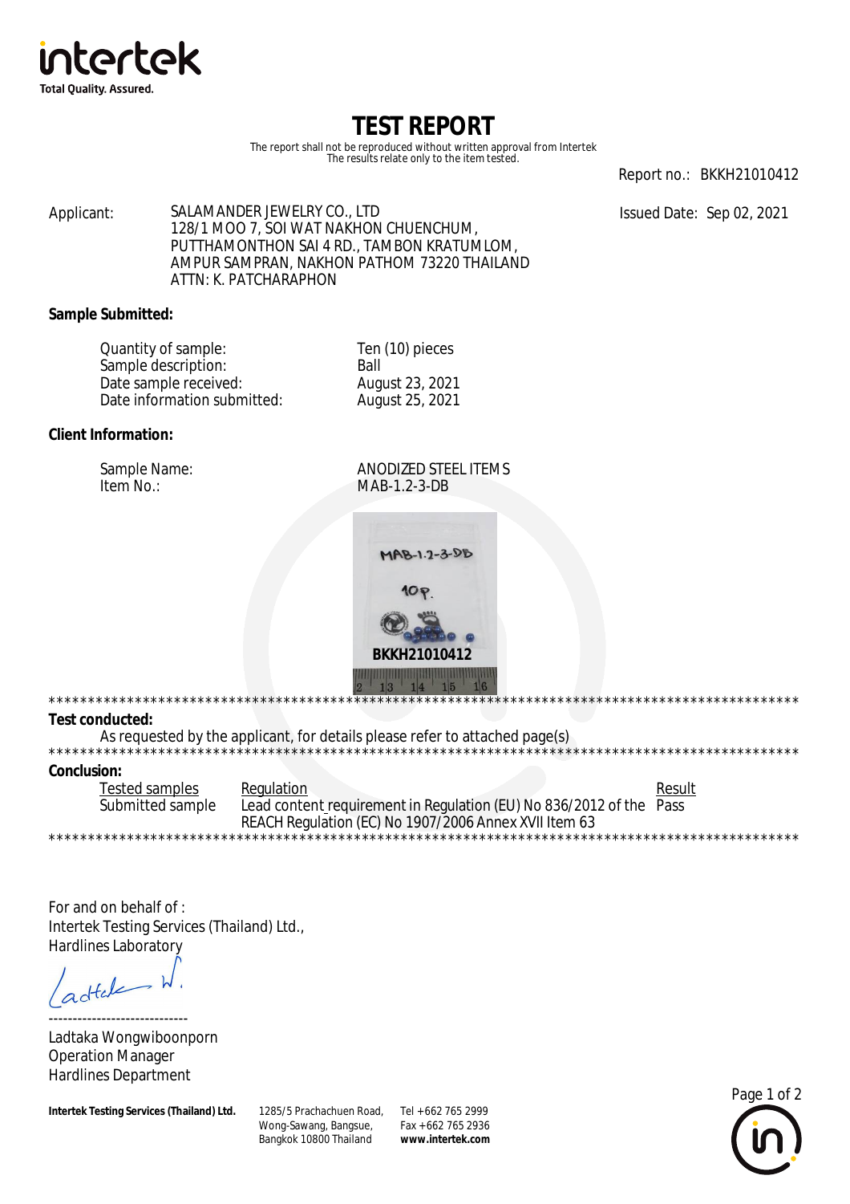intertek
Total Quality. Assured.

# TEST REPORT

The report shall not be reproduced without written approval from Intertek
The results relate only to the item tested.

Report no.: BKKH21010412

Issued Date: Sep 02, 2021

Applicant: SALAMANDER JEWELRY CO., LTD
128/1 MOO 7, SOI WAT NAKHON CHUENCHUM,
PUTTHAMONTHON SAI 4 RD., TAMBON KRATUMLOM,
AMPUR SAMPRAN, NAKHON PATHOM 73220 THAILAND
ATTN: K. PATCHARAPHON

**Sample Submitted:**

| | |
|---|---|
| Quantity of sample: | Ten (10) pieces |
| Sample description: | Ball |
| Date sample received: | August 23, 2021 |
| Date information submitted: | August 25, 2021 |

**Client Information:**

| | |
|---|---|
| Sample Name: | ANODIZED STEEL ITEMS |
| Item No.: | MAB-1.2-3-DB |

***********************************************************************************************

**Test conducted:**

As requested by the applicant, for details please refer to attached page(s)

***********************************************************************************************

**Conclusion:**

| Tested samples | Regulation | Result |
|---|---|---|
| Submitted sample | Lead content requirement in Regulation (EU) No 836/2012 of the REACH Regulation (EC) No 1907/2006 Annex XVII Item 63 | Pass |

***********************************************************************************************

For and on behalf of :
Intertek Testing Services (Thailand) Ltd.,
Hardlines Laboratory

-----------------------------
Ladtaka Wongwiboonporn
Operation Manager
Hardlines Department

**Intertek Testing Services (Thailand) Ltd.** 1285/5 Prachachuen Road, Wong-Sawang, Bangsue, Bangkok 10800 Thailand Tel +662 765 2999 Fax +662 765 2936 **www.intertek.com**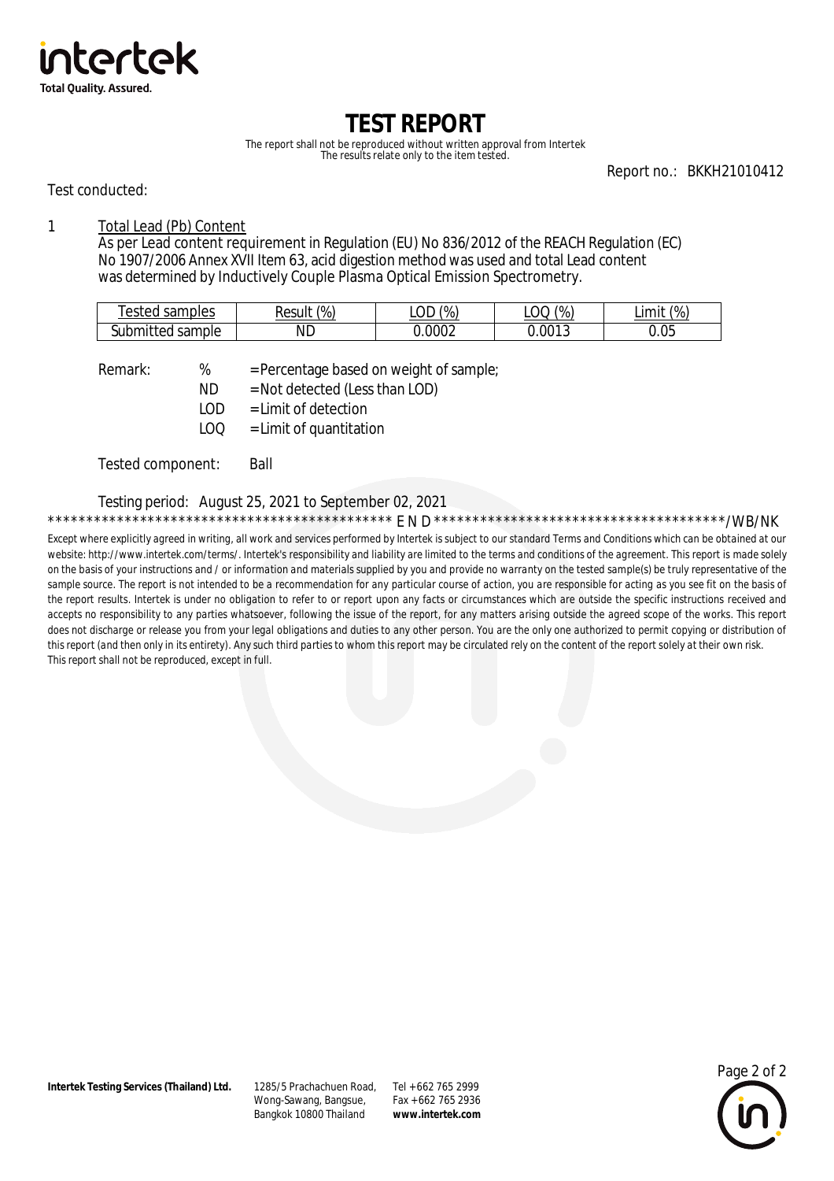# TEST REPORT

The report shall not be reproduced without written approval from Intertek
The results relate only to the item tested.

Report no.: BKKH21010412

Test conducted:

1 Total Lead (Pb) Content

As per Lead content requirement in Regulation (EU) No 836/2012 of the REACH Regulation (EC) No 1907/2006 Annex XVII Item 63, acid digestion method was used and total Lead content was determined by Inductively Couple Plasma Optical Emission Spectrometry.

| Tested samples | Result (%) | LOD (%) | LOQ (%) | Limit (%) |
|---|---|---|---|---|
| Submitted sample | ND | 0.0002 | 0.0013 | 0.05 |

Remark:
- % = Percentage based on weight of sample;
- ND = Not detected (Less than LOD)
- LOD = Limit of detection
- LOQ = Limit of quantitation

Tested component: Ball

Testing period: August 25, 2021 to September 02, 2021

*********************************************** E N D ****************************************/WB/NK

Except where explicitly agreed in writing, all work and services performed by Intertek is subject to our standard Terms and Conditions which can be obtained at our website: http://www.intertek.com/terms/. Intertek's responsibility and liability are limited to the terms and conditions of the agreement. This report is made solely on the basis of your instructions and / or information and materials supplied by you and provide no warranty on the tested sample(s) be truly representative of the sample source. The report is not intended to be a recommendation for any particular course of action, you are responsible for acting as you see fit on the basis of the report results. Intertek is under no obligation to refer to or report upon any facts or circumstances which are outside the specific instructions received and accepts no responsibility to any parties whatsoever, following the issue of the report, for any matters arising outside the agreed scope of the works. This report does not discharge or release you from your legal obligations and duties to any other person. You are the only one authorized to permit copying or distribution of this report (and then only in its entirety). Any such third parties to whom this report may be circulated rely on the content of the report solely at their own risk. This report shall not be reproduced, except in full.

**Intertek Testing Services (Thailand) Ltd.** 1285/5 Prachachuen Road, Wong-Sawang, Bangsue, Bangkok 10800 Thailand Tel +662 765 2999 Fax +662 765 2936 **www.intertek.com**